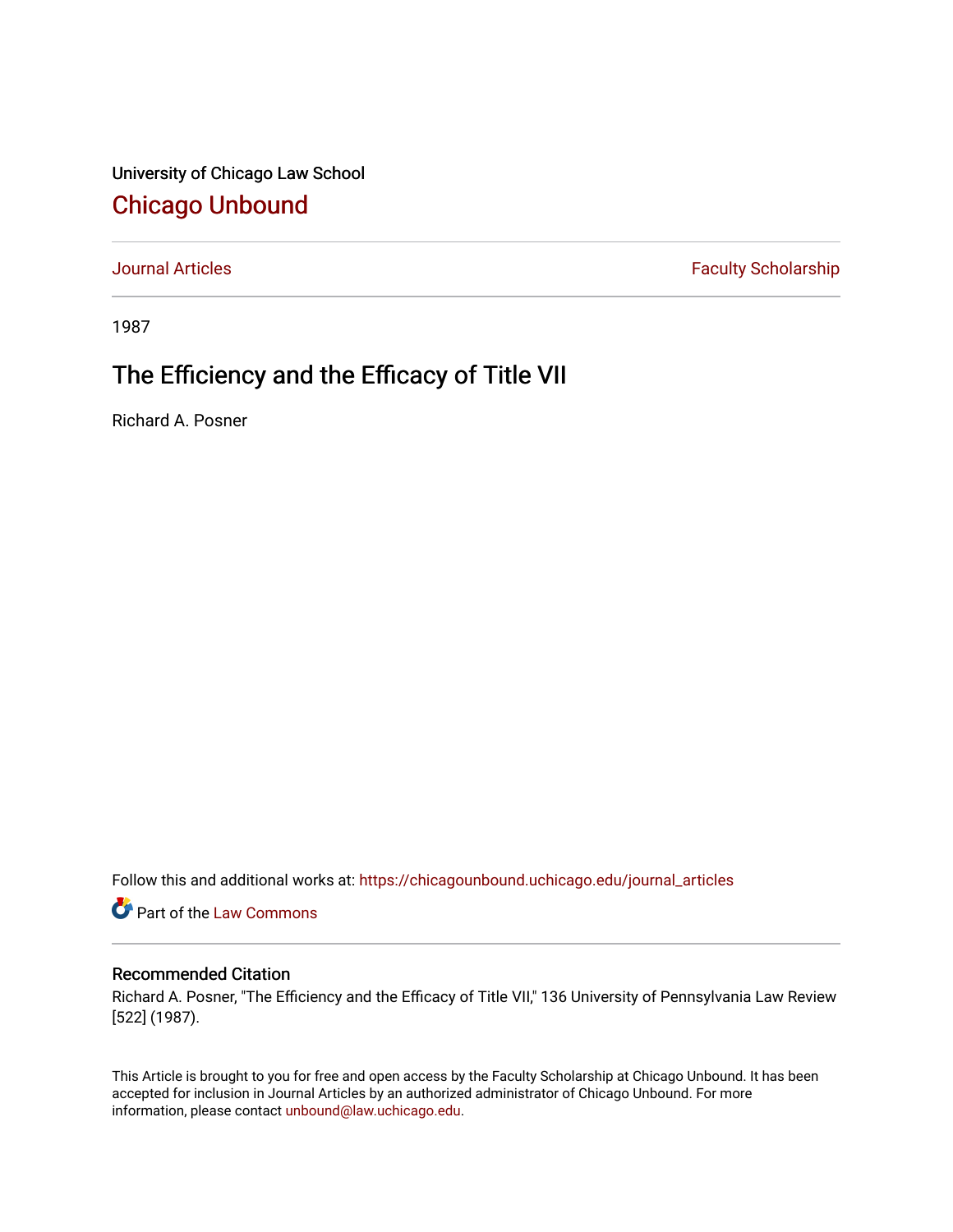University of Chicago Law School

# Chicago Unbound

Journal Articles | Faculty Scholarship

1987

## The Efficiency and the Efficacy of Title VII

Richard A. Posner

Follow this and additional works at: https://chicagounbound.uchicago.edu/journal_articles

Part of the Law Commons

### Recommended Citation

Richard A. Posner, "The Efficiency and the Efficacy of Title VII," 136 University of Pennsylvania Law Review [522] (1987).

This Article is brought to you for free and open access by the Faculty Scholarship at Chicago Unbound. It has been accepted for inclusion in Journal Articles by an authorized administrator of Chicago Unbound. For more information, please contact unbound@law.uchicago.edu.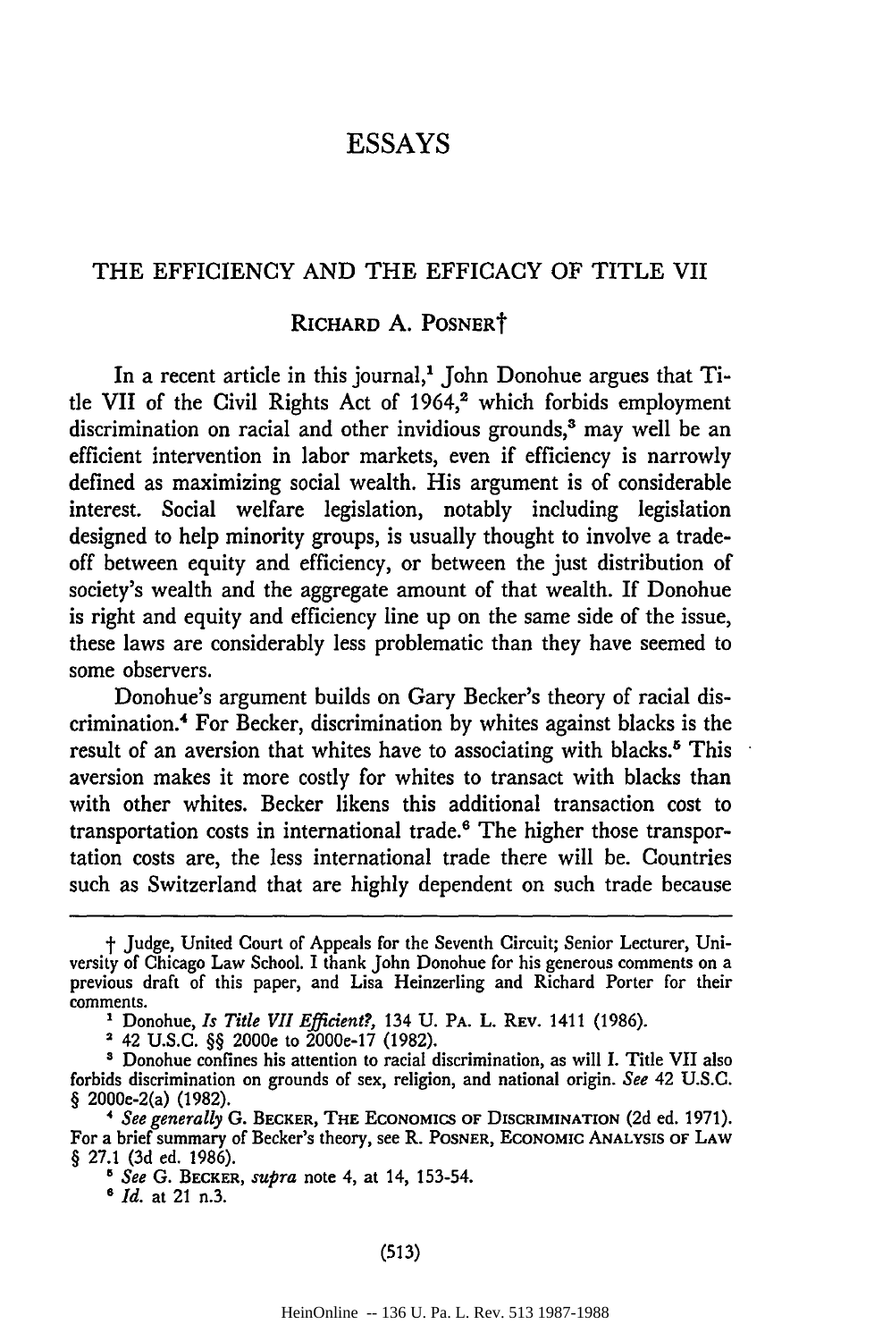# ESSAYS

## THE EFFICIENCY AND THE EFFICACY OF TITLE VII

### RICHARD A. POSNER†

In a recent article in this journal,[1] John Donohue argues that Title VII of the Civil Rights Act of 1964,[2] which forbids employment discrimination on racial and other invidious grounds,[3] may well be an efficient intervention in labor markets, even if efficiency is narrowly defined as maximizing social wealth. His argument is of considerable interest. Social welfare legislation, notably including legislation designed to help minority groups, is usually thought to involve a trade-off between equity and efficiency, or between the just distribution of society's wealth and the aggregate amount of that wealth. If Donohue is right and equity and efficiency line up on the same side of the issue, these laws are considerably less problematic than they have seemed to some observers.

Donohue's argument builds on Gary Becker's theory of racial discrimination.[4] For Becker, discrimination by whites against blacks is the result of an aversion that whites have to associating with blacks.[5] This aversion makes it more costly for whites to transact with blacks than with other whites. Becker likens this additional transaction cost to transportation costs in international trade.[6] The higher those transportation costs are, the less international trade there will be. Countries such as Switzerland that are highly dependent on such trade because

---

† Judge, United Court of Appeals for the Seventh Circuit; Senior Lecturer, University of Chicago Law School. I thank John Donohue for his generous comments on a previous draft of this paper, and Lisa Heinzerling and Richard Porter for their comments.

[1] Donohue, *Is Title VII Efficient?*, 134 U. PA. L. REV. 1411 (1986).

[2] 42 U.S.C. §§ 2000e to 2000e-17 (1982).

[3] Donohue confines his attention to racial discrimination, as will I. Title VII also forbids discrimination on grounds of sex, religion, and national origin. *See* 42 U.S.C. § 2000e-2(a) (1982).

[4] *See generally* G. BECKER, THE ECONOMICS OF DISCRIMINATION (2d ed. 1971). For a brief summary of Becker's theory, see R. POSNER, ECONOMIC ANALYSIS OF LAW § 27.1 (3d ed. 1986).

[5] *See* G. BECKER, *supra* note 4, at 14, 153-54.

[6] *Id.* at 21 n.3.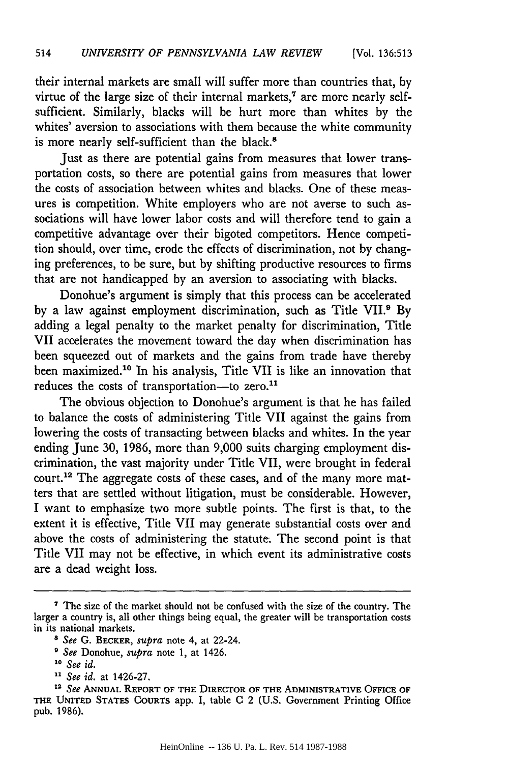their internal markets are small will suffer more than countries that, by virtue of the large size of their internal markets,[7] are more nearly self-sufficient. Similarly, blacks will be hurt more than whites by the whites' aversion to associations with them because the white community is more nearly self-sufficient than the black.[8]

Just as there are potential gains from measures that lower transportation costs, so there are potential gains from measures that lower the costs of association between whites and blacks. One of these measures is competition. White employers who are not averse to such associations will have lower labor costs and will therefore tend to gain a competitive advantage over their bigoted competitors. Hence competition should, over time, erode the effects of discrimination, not by changing preferences, to be sure, but by shifting productive resources to firms that are not handicapped by an aversion to associating with blacks.

Donohue's argument is simply that this process can be accelerated by a law against employment discrimination, such as Title VII.[9] By adding a legal penalty to the market penalty for discrimination, Title VII accelerates the movement toward the day when discrimination has been squeezed out of markets and the gains from trade have thereby been maximized.[10] In his analysis, Title VII is like an innovation that reduces the costs of transportation—to zero.[11]

The obvious objection to Donohue's argument is that he has failed to balance the costs of administering Title VII against the gains from lowering the costs of transacting between blacks and whites. In the year ending June 30, 1986, more than 9,000 suits charging employment discrimination, the vast majority under Title VII, were brought in federal court.[12] The aggregate costs of these cases, and of the many more matters that are settled without litigation, must be considerable. However, I want to emphasize two more subtle points. The first is that, to the extent it is effective, Title VII may generate substantial costs over and above the costs of administering the statute. The second point is that Title VII may not be effective, in which event its administrative costs are a dead weight loss.

---

[7] The size of the market should not be confused with the size of the country. The larger a country is, all other things being equal, the greater will be transportation costs in its national markets.

[8] *See* G. BECKER, *supra* note 4, at 22-24.

[9] *See* Donohue, *supra* note 1, at 1426.

[10] *See id.*

[11] *See id.* at 1426-27.

[12] *See* ANNUAL REPORT OF THE DIRECTOR OF THE ADMINISTRATIVE OFFICE OF THE UNITED STATES COURTS app. I, table C 2 (U.S. Government Printing Office pub. 1986).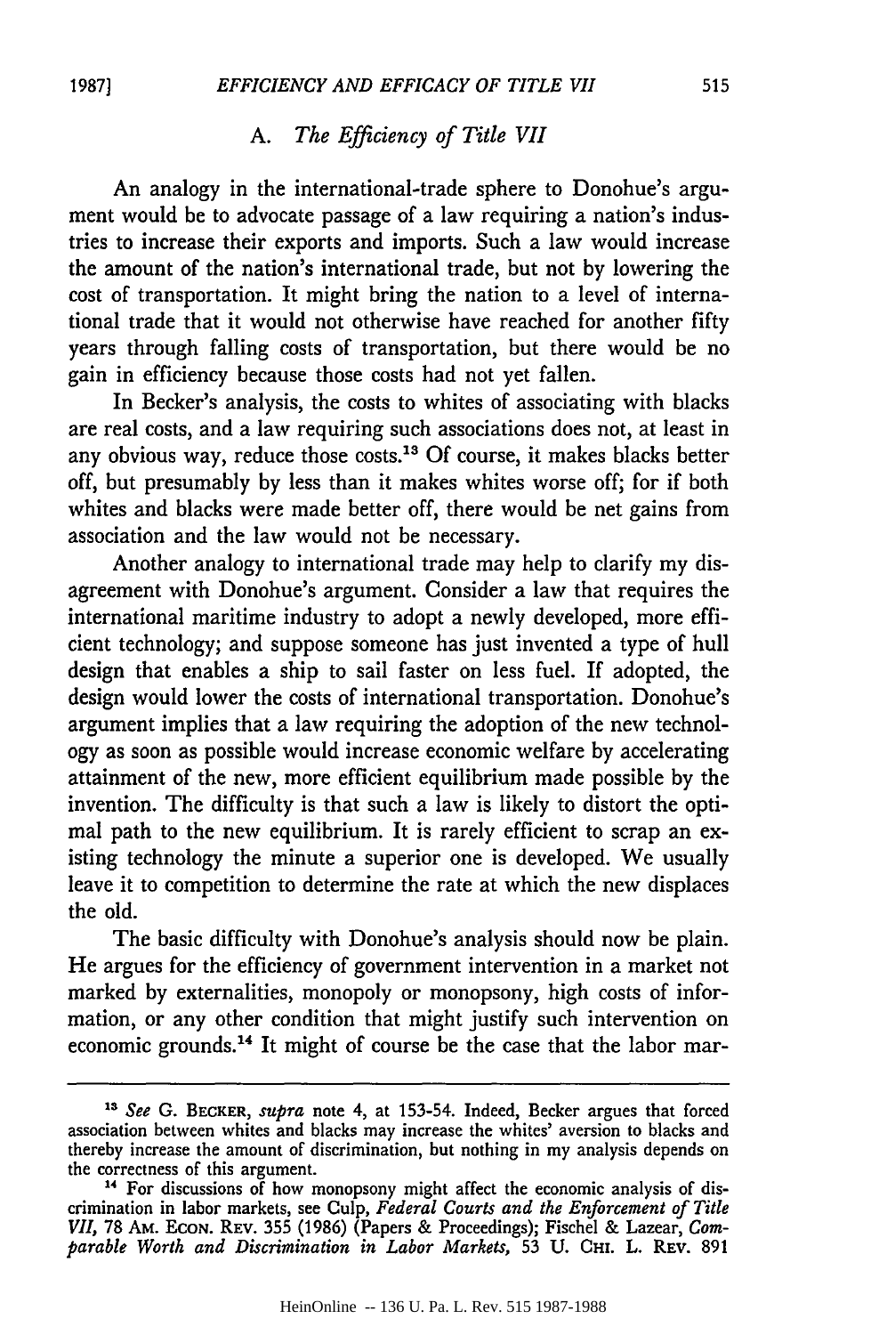### A. *The Efficiency of Title VII*

An analogy in the international-trade sphere to Donohue's argument would be to advocate passage of a law requiring a nation's industries to increase their exports and imports. Such a law would increase the amount of the nation's international trade, but not by lowering the cost of transportation. It might bring the nation to a level of international trade that it would not otherwise have reached for another fifty years through falling costs of transportation, but there would be no gain in efficiency because those costs had not yet fallen.

In Becker's analysis, the costs to whites of associating with blacks are real costs, and a law requiring such associations does not, at least in any obvious way, reduce those costs.[13] Of course, it makes blacks better off, but presumably by less than it makes whites worse off; for if both whites and blacks were made better off, there would be net gains from association and the law would not be necessary.

Another analogy to international trade may help to clarify my disagreement with Donohue's argument. Consider a law that requires the international maritime industry to adopt a newly developed, more efficient technology; and suppose someone has just invented a type of hull design that enables a ship to sail faster on less fuel. If adopted, the design would lower the costs of international transportation. Donohue's argument implies that a law requiring the adoption of the new technology as soon as possible would increase economic welfare by accelerating attainment of the new, more efficient equilibrium made possible by the invention. The difficulty is that such a law is likely to distort the optimal path to the new equilibrium. It is rarely efficient to scrap an existing technology the minute a superior one is developed. We usually leave it to competition to determine the rate at which the new displaces the old.

The basic difficulty with Donohue's analysis should now be plain. He argues for the efficiency of government intervention in a market not marked by externalities, monopoly or monopsony, high costs of information, or any other condition that might justify such intervention on economic grounds.[14] It might of course be the case that the labor mar-

---

[13] *See* G. BECKER, *supra* note 4, at 153-54. Indeed, Becker argues that forced association between whites and blacks may increase the whites' aversion to blacks and thereby increase the amount of discrimination, but nothing in my analysis depends on the correctness of this argument.

[14] For discussions of how monopsony might affect the economic analysis of discrimination in labor markets, see Culp, *Federal Courts and the Enforcement of Title VII*, 78 AM. ECON. REV. 355 (1986) (Papers & Proceedings); Fischel & Lazear, *Comparable Worth and Discrimination in Labor Markets*, 53 U. CHI. L. REV. 891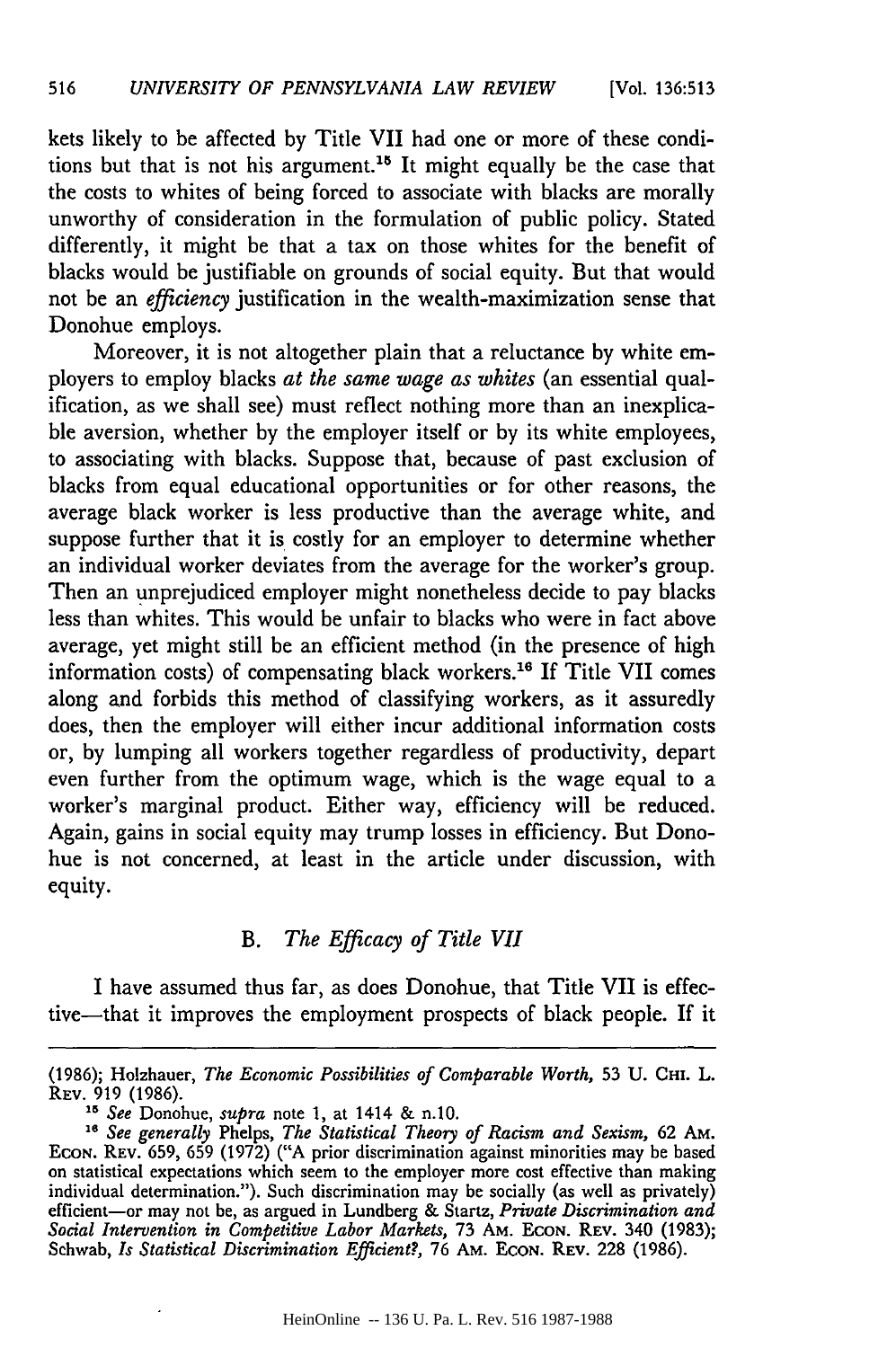kets likely to be affected by Title VII had one or more of these conditions but that is not his argument.[15] It might equally be the case that the costs to whites of being forced to associate with blacks are morally unworthy of consideration in the formulation of public policy. Stated differently, it might be that a tax on those whites for the benefit of blacks would be justifiable on grounds of social equity. But that would not be an *efficiency* justification in the wealth-maximization sense that Donohue employs.

Moreover, it is not altogether plain that a reluctance by white employers to employ blacks *at the same wage as whites* (an essential qualification, as we shall see) must reflect nothing more than an inexplicable aversion, whether by the employer itself or by its white employees, to associating with blacks. Suppose that, because of past exclusion of blacks from equal educational opportunities or for other reasons, the average black worker is less productive than the average white, and suppose further that it is costly for an employer to determine whether an individual worker deviates from the average for the worker's group. Then an unprejudiced employer might nonetheless decide to pay blacks less than whites. This would be unfair to blacks who were in fact above average, yet might still be an efficient method (in the presence of high information costs) of compensating black workers.[16] If Title VII comes along and forbids this method of classifying workers, as it assuredly does, then the employer will either incur additional information costs or, by lumping all workers together regardless of productivity, depart even further from the optimum wage, which is the wage equal to a worker's marginal product. Either way, efficiency will be reduced. Again, gains in social equity may trump losses in efficiency. But Donohue is not concerned, at least in the article under discussion, with equity.

### B. *The Efficacy of Title VII*

I have assumed thus far, as does Donohue, that Title VII is effective—that it improves the employment prospects of black people. If it

---

(1986); Holzhauer, *The Economic Possibilities of Comparable Worth,* 53 U. CHI. L. REV. 919 (1986).

[15] *See* Donohue, *supra* note 1, at 1414 & n.10.

[16] *See generally* Phelps, *The Statistical Theory of Racism and Sexism,* 62 AM. ECON. REV. 659, 659 (1972) ("A prior discrimination against minorities may be based on statistical expectations which seem to the employer more cost effective than making individual determination."). Such discrimination may be socially (as well as privately) efficient—or may not be, as argued in Lundberg & Startz, *Private Discrimination and Social Intervention in Competitive Labor Markets,* 73 AM. ECON. REV. 340 (1983); Schwab, *Is Statistical Discrimination Efficient?,* 76 AM. ECON. REV. 228 (1986).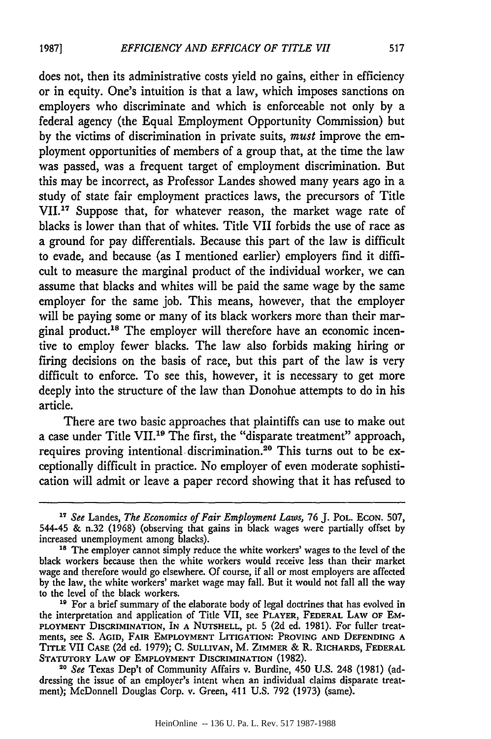does not, then its administrative costs yield no gains, either in efficiency or in equity. One's intuition is that a law, which imposes sanctions on employers who discriminate and which is enforceable not only by a federal agency (the Equal Employment Opportunity Commission) but by the victims of discrimination in private suits, *must* improve the employment opportunities of members of a group that, at the time the law was passed, was a frequent target of employment discrimination. But this may be incorrect, as Professor Landes showed many years ago in a study of state fair employment practices laws, the precursors of Title VII.[17] Suppose that, for whatever reason, the market wage rate of blacks is lower than that of whites. Title VII forbids the use of race as a ground for pay differentials. Because this part of the law is difficult to evade, and because (as I mentioned earlier) employers find it difficult to measure the marginal product of the individual worker, we can assume that blacks and whites will be paid the same wage by the same employer for the same job. This means, however, that the employer will be paying some or many of its black workers more than their marginal product.[18] The employer will therefore have an economic incentive to employ fewer blacks. The law also forbids making hiring or firing decisions on the basis of race, but this part of the law is very difficult to enforce. To see this, however, it is necessary to get more deeply into the structure of the law than Donohue attempts to do in his article.

There are two basic approaches that plaintiffs can use to make out a case under Title VII.[19] The first, the "disparate treatment" approach, requires proving intentional discrimination.[20] This turns out to be exceptionally difficult in practice. No employer of even moderate sophistication will admit or leave a paper record showing that it has refused to

---

[17] *See* Landes, *The Economics of Fair Employment Laws*, 76 J. POL. ECON. 507, 544-45 & n.32 (1968) (observing that gains in black wages were partially offset by increased unemployment among blacks).

[18] The employer cannot simply reduce the white workers' wages to the level of the black workers because then the white workers would receive less than their market wage and therefore would go elsewhere. Of course, if all or most employers are affected by the law, the white workers' market wage may fall. But it would not fall all the way to the level of the black workers.

[19] For a brief summary of the elaborate body of legal doctrines that has evolved in the interpretation and application of Title VII, see PLAYER, FEDERAL LAW OF EMPLOYMENT DISCRIMINATION, IN A NUTSHELL, pt. 5 (2d ed. 1981). For fuller treatments, see S. AGID, FAIR EMPLOYMENT LITIGATION: PROVING AND DEFENDING A TITLE VII CASE (2d ed. 1979); C. SULLIVAN, M. ZIMMER & R. RICHARDS, FEDERAL STATUTORY LAW OF EMPLOYMENT DISCRIMINATION (1982).

[20] *See* Texas Dep't of Community Affairs v. Burdine, 450 U.S. 248 (1981) (addressing the issue of an employer's intent when an individual claims disparate treatment); McDonnell Douglas Corp. v. Green, 411 U.S. 792 (1973) (same).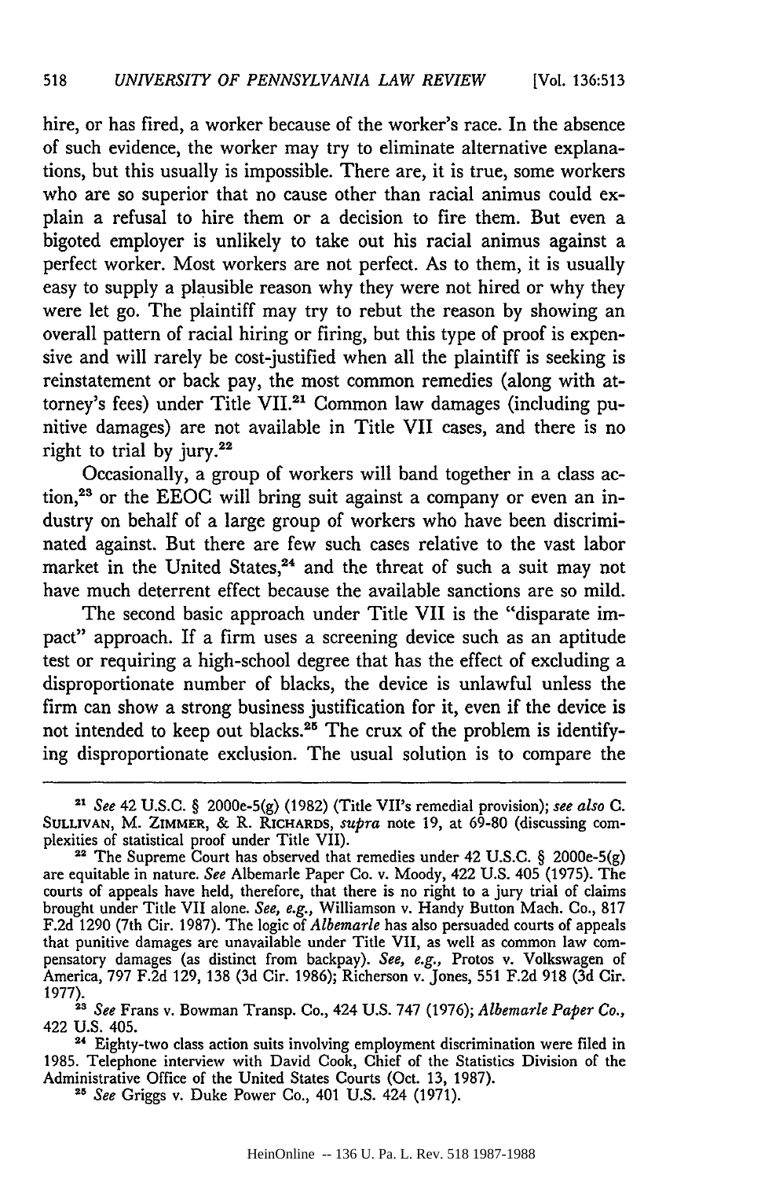hire, or has fired, a worker because of the worker's race. In the absence of such evidence, the worker may try to eliminate alternative explanations, but this usually is impossible. There are, it is true, some workers who are so superior that no cause other than racial animus could explain a refusal to hire them or a decision to fire them. But even a bigoted employer is unlikely to take out his racial animus against a perfect worker. Most workers are not perfect. As to them, it is usually easy to supply a plausible reason why they were not hired or why they were let go. The plaintiff may try to rebut the reason by showing an overall pattern of racial hiring or firing, but this type of proof is expensive and will rarely be cost-justified when all the plaintiff is seeking is reinstatement or back pay, the most common remedies (along with attorney's fees) under Title VII.[21] Common law damages (including punitive damages) are not available in Title VII cases, and there is no right to trial by jury.[22]

Occasionally, a group of workers will band together in a class action,[23] or the EEOC will bring suit against a company or even an industry on behalf of a large group of workers who have been discriminated against. But there are few such cases relative to the vast labor market in the United States,[24] and the threat of such a suit may not have much deterrent effect because the available sanctions are so mild.

The second basic approach under Title VII is the "disparate impact" approach. If a firm uses a screening device such as an aptitude test or requiring a high-school degree that has the effect of excluding a disproportionate number of blacks, the device is unlawful unless the firm can show a strong business justification for it, even if the device is not intended to keep out blacks.[25] The crux of the problem is identifying disproportionate exclusion. The usual solution is to compare the

---

[21] *See* 42 U.S.C. § 2000e-5(g) (1982) (Title VII's remedial provision); *see also* C. SULLIVAN, M. ZIMMER, & R. RICHARDS, *supra* note 19, at 69-80 (discussing complexities of statistical proof under Title VII).

[22] The Supreme Court has observed that remedies under 42 U.S.C. § 2000e-5(g) are equitable in nature. *See* Albemarle Paper Co. v. Moody, 422 U.S. 405 (1975). The courts of appeals have held, therefore, that there is no right to a jury trial of claims brought under Title VII alone. *See, e.g.*, Williamson v. Handy Button Mach. Co., 817 F.2d 1290 (7th Cir. 1987). The logic of *Albemarle* has also persuaded courts of appeals that punitive damages are unavailable under Title VII, as well as common law compensatory damages (as distinct from backpay). *See, e.g.*, Protos v. Volkswagen of America, 797 F.2d 129, 138 (3d Cir. 1986); Richerson v. Jones, 551 F.2d 918 (3d Cir. 1977).

[23] *See* Frans v. Bowman Transp. Co., 424 U.S. 747 (1976); *Albemarle Paper Co.*, 422 U.S. 405.

[24] Eighty-two class action suits involving employment discrimination were filed in 1985. Telephone interview with David Cook, Chief of the Statistics Division of the Administrative Office of the United States Courts (Oct. 13, 1987).

[25] *See* Griggs v. Duke Power Co., 401 U.S. 424 (1971).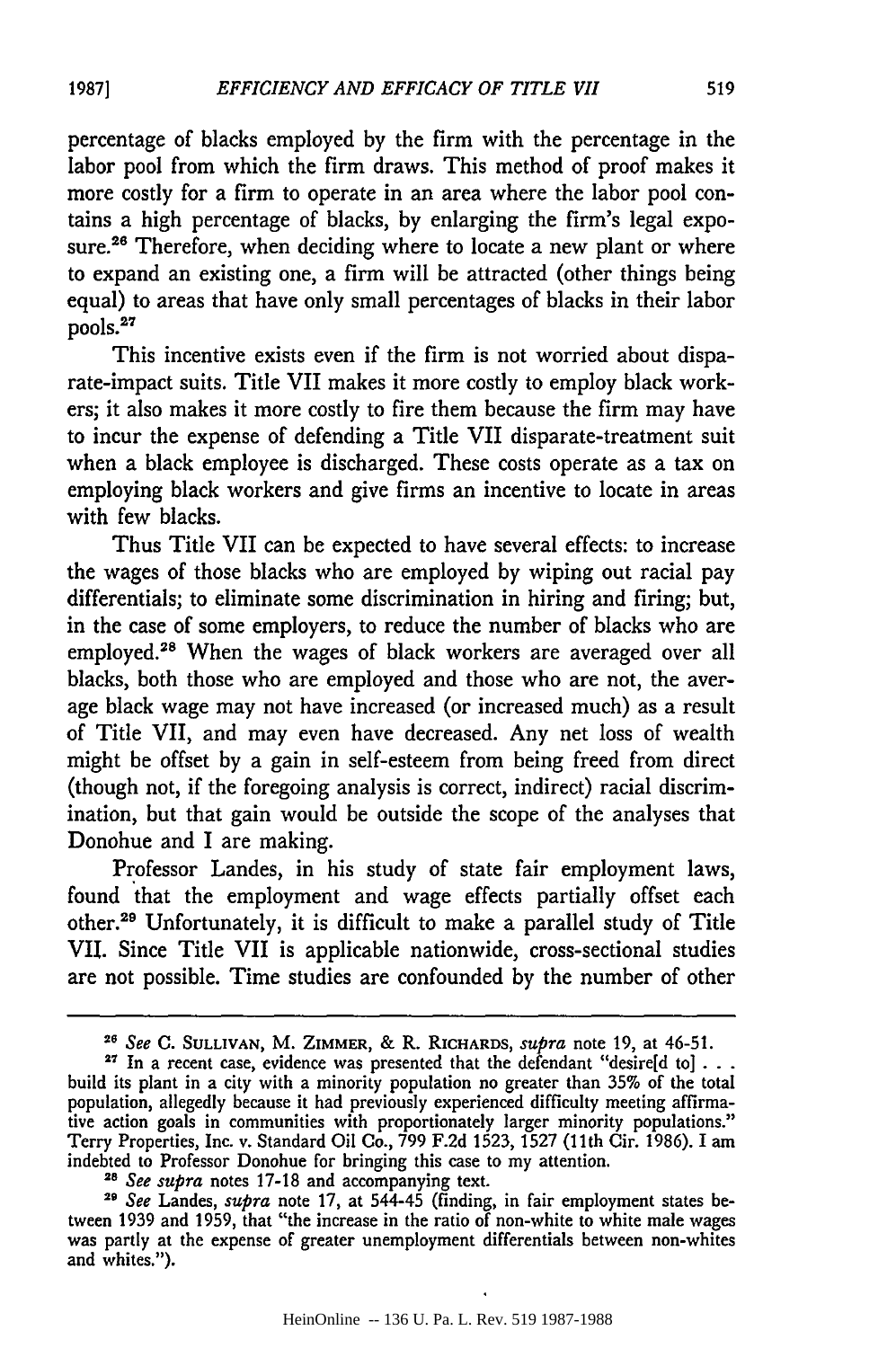percentage of blacks employed by the firm with the percentage in the labor pool from which the firm draws. This method of proof makes it more costly for a firm to operate in an area where the labor pool contains a high percentage of blacks, by enlarging the firm's legal exposure.[26] Therefore, when deciding where to locate a new plant or where to expand an existing one, a firm will be attracted (other things being equal) to areas that have only small percentages of blacks in their labor pools.[27]

This incentive exists even if the firm is not worried about disparate-impact suits. Title VII makes it more costly to employ black workers; it also makes it more costly to fire them because the firm may have to incur the expense of defending a Title VII disparate-treatment suit when a black employee is discharged. These costs operate as a tax on employing black workers and give firms an incentive to locate in areas with few blacks.

Thus Title VII can be expected to have several effects: to increase the wages of those blacks who are employed by wiping out racial pay differentials; to eliminate some discrimination in hiring and firing; but, in the case of some employers, to reduce the number of blacks who are employed.[28] When the wages of black workers are averaged over all blacks, both those who are employed and those who are not, the average black wage may not have increased (or increased much) as a result of Title VII, and may even have decreased. Any net loss of wealth might be offset by a gain in self-esteem from being freed from direct (though not, if the foregoing analysis is correct, indirect) racial discrimination, but that gain would be outside the scope of the analyses that Donohue and I are making.

Professor Landes, in his study of state fair employment laws, found that the employment and wage effects partially offset each other.[29] Unfortunately, it is difficult to make a parallel study of Title VII. Since Title VII is applicable nationwide, cross-sectional studies are not possible. Time studies are confounded by the number of other

---

[26] *See* C. Sullivan, M. Zimmer, & R. Richards, *supra* note 19, at 46-51.

[27] In a recent case, evidence was presented that the defendant "desire[d to] . . . build its plant in a city with a minority population no greater than 35% of the total population, allegedly because it had previously experienced difficulty meeting affirmative action goals in communities with proportionately larger minority populations." Terry Properties, Inc. v. Standard Oil Co., 799 F.2d 1523, 1527 (11th Cir. 1986). I am indebted to Professor Donohue for bringing this case to my attention.

[28] *See supra* notes 17-18 and accompanying text.

[29] *See* Landes, *supra* note 17, at 544-45 (finding, in fair employment states between 1939 and 1959, that "the increase in the ratio of non-white to white male wages was partly at the expense of greater unemployment differentials between non-whites and whites.").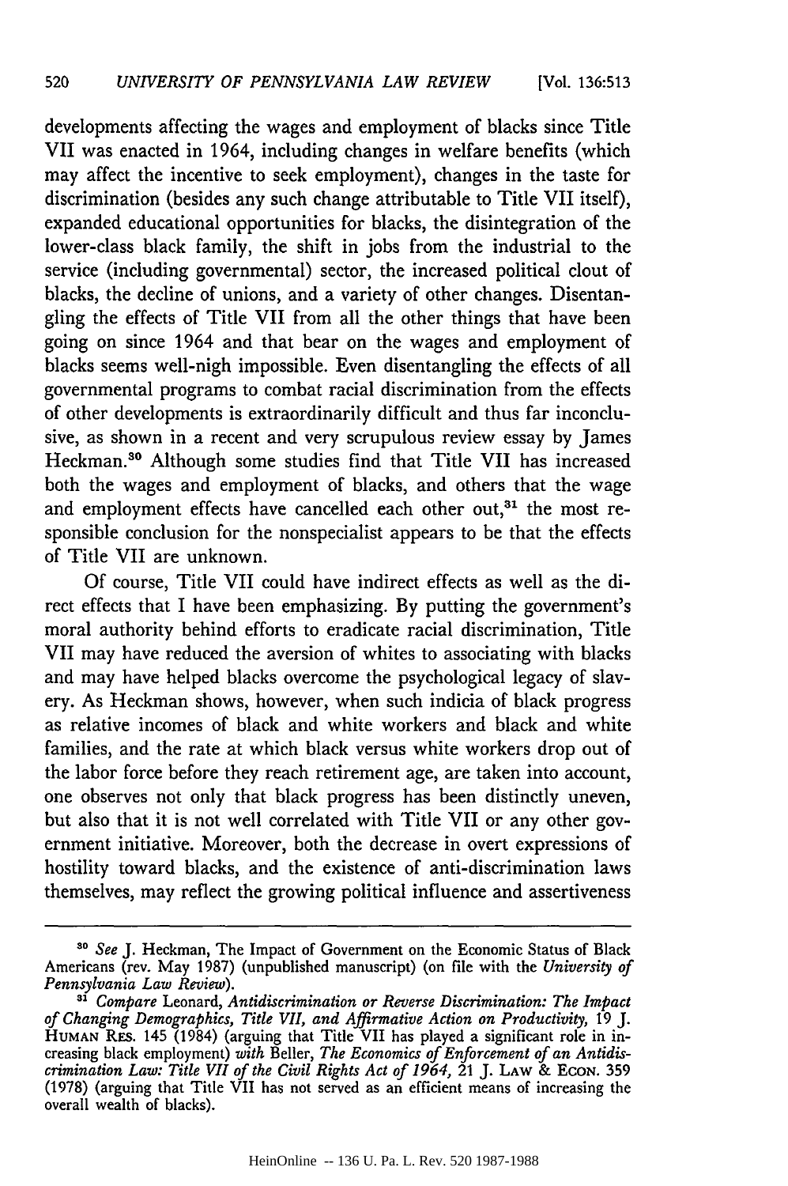developments affecting the wages and employment of blacks since Title VII was enacted in 1964, including changes in welfare benefits (which may affect the incentive to seek employment), changes in the taste for discrimination (besides any such change attributable to Title VII itself), expanded educational opportunities for blacks, the disintegration of the lower-class black family, the shift in jobs from the industrial to the service (including governmental) sector, the increased political clout of blacks, the decline of unions, and a variety of other changes. Disentangling the effects of Title VII from all the other things that have been going on since 1964 and that bear on the wages and employment of blacks seems well-nigh impossible. Even disentangling the effects of all governmental programs to combat racial discrimination from the effects of other developments is extraordinarily difficult and thus far inconclusive, as shown in a recent and very scrupulous review essay by James Heckman.[30] Although some studies find that Title VII has increased both the wages and employment of blacks, and others that the wage and employment effects have cancelled each other out,[31] the most responsible conclusion for the nonspecialist appears to be that the effects of Title VII are unknown.

Of course, Title VII could have indirect effects as well as the direct effects that I have been emphasizing. By putting the government's moral authority behind efforts to eradicate racial discrimination, Title VII may have reduced the aversion of whites to associating with blacks and may have helped blacks overcome the psychological legacy of slavery. As Heckman shows, however, when such indicia of black progress as relative incomes of black and white workers and black and white families, and the rate at which black versus white workers drop out of the labor force before they reach retirement age, are taken into account, one observes not only that black progress has been distinctly uneven, but also that it is not well correlated with Title VII or any other government initiative. Moreover, both the decrease in overt expressions of hostility toward blacks, and the existence of anti-discrimination laws themselves, may reflect the growing political influence and assertiveness

---

[30] *See* J. Heckman, The Impact of Government on the Economic Status of Black Americans (rev. May 1987) (unpublished manuscript) (on file with the *University of Pennsylvania Law Review*).

[31] *Compare* Leonard, *Antidiscrimination or Reverse Discrimination: The Impact of Changing Demographics, Title VII, and Affirmative Action on Productivity*, 19 J. HUMAN RES. 145 (1984) (arguing that Title VII has played a significant role in increasing black employment) *with* Beller, *The Economics of Enforcement of an Antidiscrimination Law: Title VII of the Civil Rights Act of 1964*, 21 J. LAW & ECON. 359 (1978) (arguing that Title VII has not served as an efficient means of increasing the overall wealth of blacks).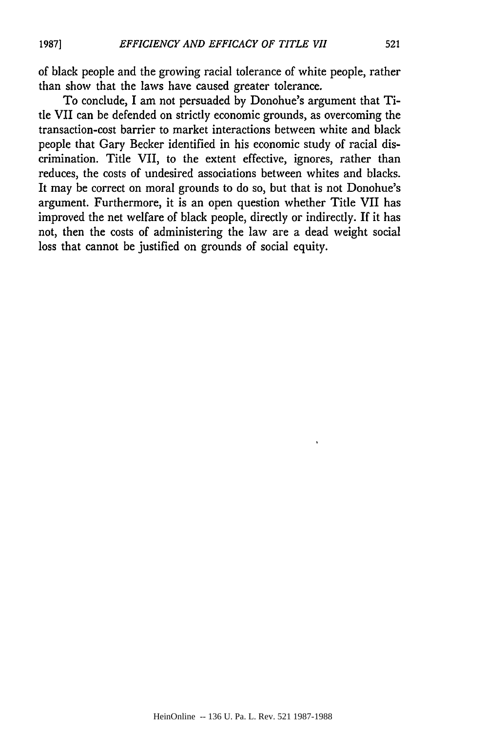of black people and the growing racial tolerance of white people, rather than show that the laws have caused greater tolerance.

To conclude, I am not persuaded by Donohue's argument that Title VII can be defended on strictly economic grounds, as overcoming the transaction-cost barrier to market interactions between white and black people that Gary Becker identified in his economic study of racial discrimination. Title VII, to the extent effective, ignores, rather than reduces, the costs of undesired associations between whites and blacks. It may be correct on moral grounds to do so, but that is not Donohue's argument. Furthermore, it is an open question whether Title VII has improved the net welfare of black people, directly or indirectly. If it has not, then the costs of administering the law are a dead weight social loss that cannot be justified on grounds of social equity.